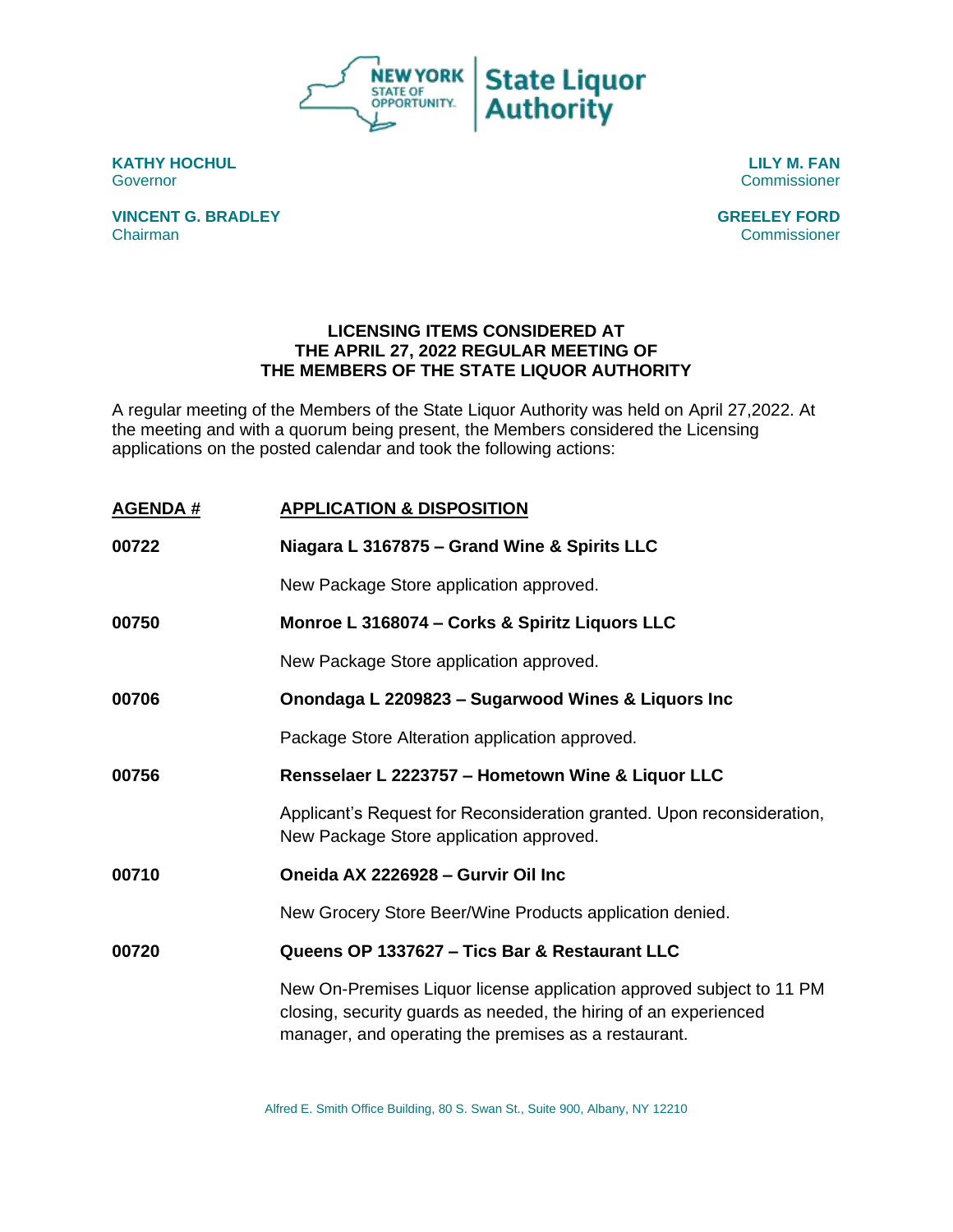NEW YORK STATE OF OPPORTUNITY. | State Liquor Authority

**KATHY HOCHUL**
Governor

**VINCENT G. BRADLEY**
Chairman

**LILY M. FAN**
Commissioner

**GREELEY FORD**
Commissioner

# LICENSING ITEMS CONSIDERED AT THE APRIL 27, 2022 REGULAR MEETING OF THE MEMBERS OF THE STATE LIQUOR AUTHORITY

A regular meeting of the Members of the State Liquor Authority was held on April 27,2022. At the meeting and with a quorum being present, the Members considered the Licensing applications on the posted calendar and took the following actions:

| **AGENDA #** | **APPLICATION & DISPOSITION** |
|---|---|
| **00722** | **Niagara L 3167875 – Grand Wine & Spirits LLC** |
| | New Package Store application approved. |
| **00750** | **Monroe L 3168074 – Corks & Spiritz Liquors LLC** |
| | New Package Store application approved. |
| **00706** | **Onondaga L 2209823 – Sugarwood Wines & Liquors Inc** |
| | Package Store Alteration application approved. |
| **00756** | **Rensselaer L 2223757 – Hometown Wine & Liquor LLC** |
| | Applicant's Request for Reconsideration granted. Upon reconsideration, New Package Store application approved. |
| **00710** | **Oneida AX 2226928 – Gurvir Oil Inc** |
| | New Grocery Store Beer/Wine Products application denied. |
| **00720** | **Queens OP 1337627 – Tics Bar & Restaurant LLC** |
| | New On-Premises Liquor license application approved subject to 11 PM closing, security guards as needed, the hiring of an experienced manager, and operating the premises as a restaurant. |

Alfred E. Smith Office Building, 80 S. Swan St., Suite 900, Albany, NY 12210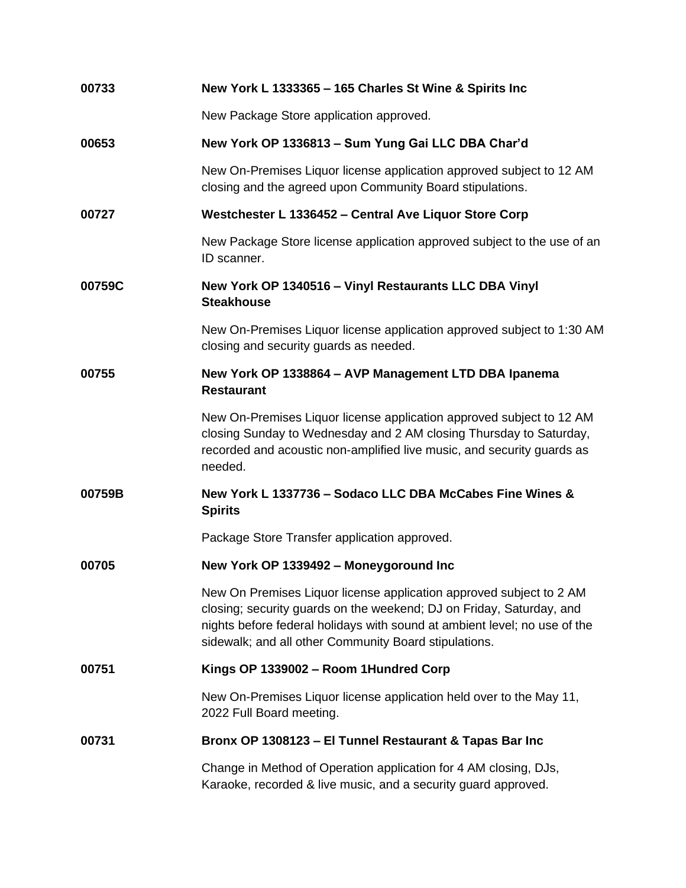**00733** **New York L 1333365 – 165 Charles St Wine & Spirits Inc**

New Package Store application approved.

**00653** **New York OP 1336813 – Sum Yung Gai LLC DBA Char'd**

New On-Premises Liquor license application approved subject to 12 AM closing and the agreed upon Community Board stipulations.

**00727** **Westchester L 1336452 – Central Ave Liquor Store Corp**

New Package Store license application approved subject to the use of an ID scanner.

**00759C** **New York OP 1340516 – Vinyl Restaurants LLC DBA Vinyl Steakhouse**

New On-Premises Liquor license application approved subject to 1:30 AM closing and security guards as needed.

**00755** **New York OP 1338864 – AVP Management LTD DBA Ipanema Restaurant**

New On-Premises Liquor license application approved subject to 12 AM closing Sunday to Wednesday and 2 AM closing Thursday to Saturday, recorded and acoustic non-amplified live music, and security guards as needed.

**00759B** **New York L 1337736 – Sodaco LLC DBA McCabes Fine Wines & Spirits**

Package Store Transfer application approved.

**00705** **New York OP 1339492 – Moneygoround Inc**

New On Premises Liquor license application approved subject to 2 AM closing; security guards on the weekend; DJ on Friday, Saturday, and nights before federal holidays with sound at ambient level; no use of the sidewalk; and all other Community Board stipulations.

**00751** **Kings OP 1339002 – Room 1Hundred Corp**

New On-Premises Liquor license application held over to the May 11, 2022 Full Board meeting.

**00731** **Bronx OP 1308123 – El Tunnel Restaurant & Tapas Bar Inc**

Change in Method of Operation application for 4 AM closing, DJs, Karaoke, recorded & live music, and a security guard approved.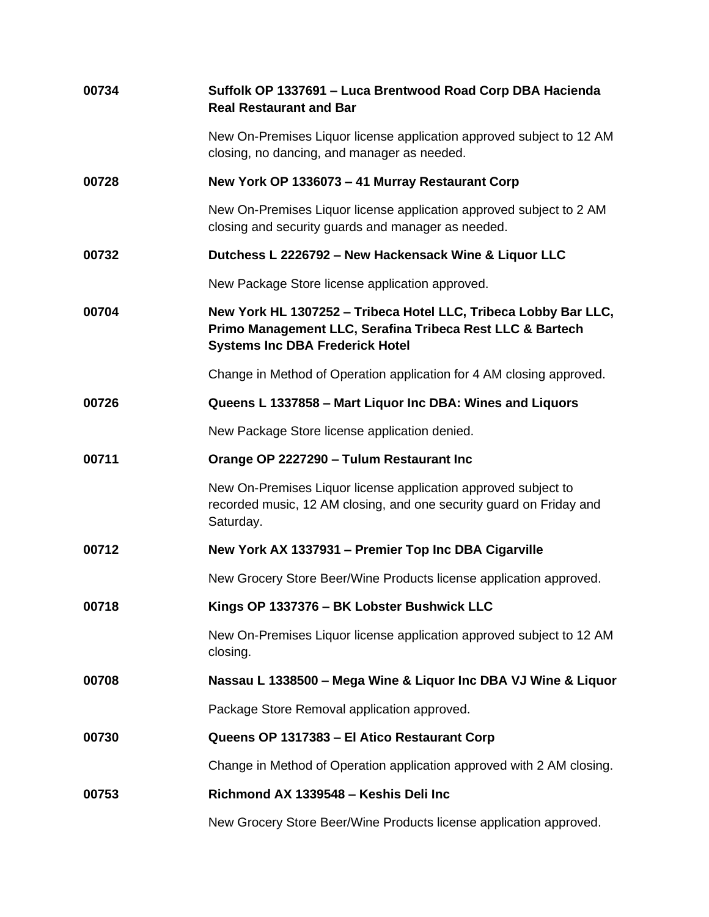**00734** **Suffolk OP 1337691 – Luca Brentwood Road Corp DBA Hacienda Real Restaurant and Bar**

New On-Premises Liquor license application approved subject to 12 AM closing, no dancing, and manager as needed.

**00728** **New York OP 1336073 – 41 Murray Restaurant Corp**

New On-Premises Liquor license application approved subject to 2 AM closing and security guards and manager as needed.

**00732** **Dutchess L 2226792 – New Hackensack Wine & Liquor LLC**

New Package Store license application approved.

**00704** **New York HL 1307252 – Tribeca Hotel LLC, Tribeca Lobby Bar LLC, Primo Management LLC, Serafina Tribeca Rest LLC & Bartech Systems Inc DBA Frederick Hotel**

Change in Method of Operation application for 4 AM closing approved.

**00726** **Queens L 1337858 – Mart Liquor Inc DBA: Wines and Liquors**

New Package Store license application denied.

**00711** **Orange OP 2227290 – Tulum Restaurant Inc**

New On-Premises Liquor license application approved subject to recorded music, 12 AM closing, and one security guard on Friday and Saturday.

**00712** **New York AX 1337931 – Premier Top Inc DBA Cigarville**

New Grocery Store Beer/Wine Products license application approved.

**00718** **Kings OP 1337376 – BK Lobster Bushwick LLC**

New On-Premises Liquor license application approved subject to 12 AM closing.

**00708** **Nassau L 1338500 – Mega Wine & Liquor Inc DBA VJ Wine & Liquor**

Package Store Removal application approved.

**00730** **Queens OP 1317383 – El Atico Restaurant Corp**

Change in Method of Operation application approved with 2 AM closing.

**00753** **Richmond AX 1339548 – Keshis Deli Inc**

New Grocery Store Beer/Wine Products license application approved.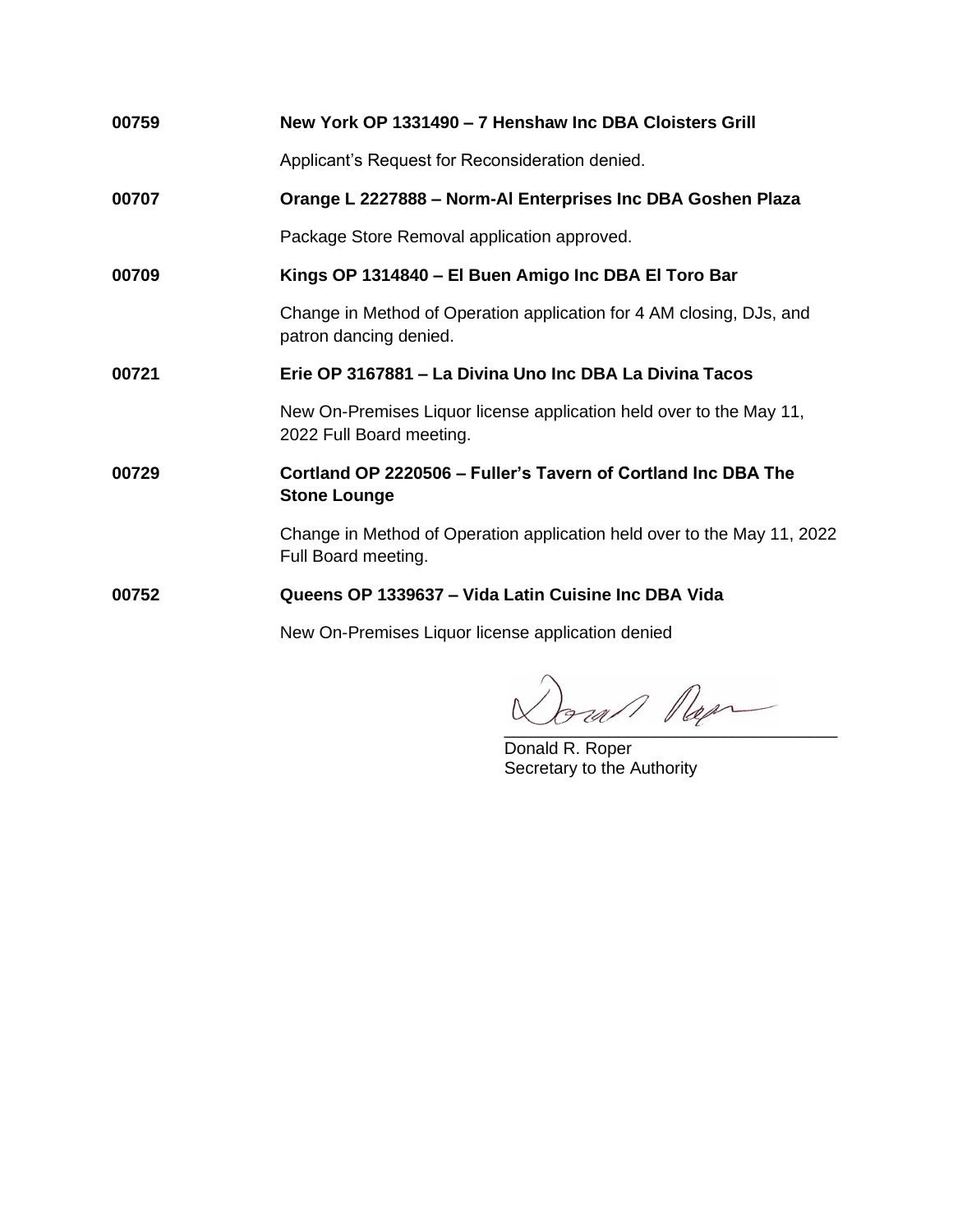**00759** **New York OP 1331490 – 7 Henshaw Inc DBA Cloisters Grill**

Applicant's Request for Reconsideration denied.

**00707** **Orange L 2227888 – Norm-Al Enterprises Inc DBA Goshen Plaza**

Package Store Removal application approved.

**00709** **Kings OP 1314840 – El Buen Amigo Inc DBA El Toro Bar**

Change in Method of Operation application for 4 AM closing, DJs, and patron dancing denied.

**00721** **Erie OP 3167881 – La Divina Uno Inc DBA La Divina Tacos**

New On-Premises Liquor license application held over to the May 11, 2022 Full Board meeting.

**00729** **Cortland OP 2220506 – Fuller's Tavern of Cortland Inc DBA The Stone Lounge**

Change in Method of Operation application held over to the May 11, 2022 Full Board meeting.

**00752** **Queens OP 1339637 – Vida Latin Cuisine Inc DBA Vida**

New On-Premises Liquor license application denied

\_\_\_\_\_\_\_\_\_\_\_\_\_\_\_\_\_\_\_\_\_\_\_\_\_\_\_\_\_\_\_\_\_\_

Donald R. Roper
Secretary to the Authority